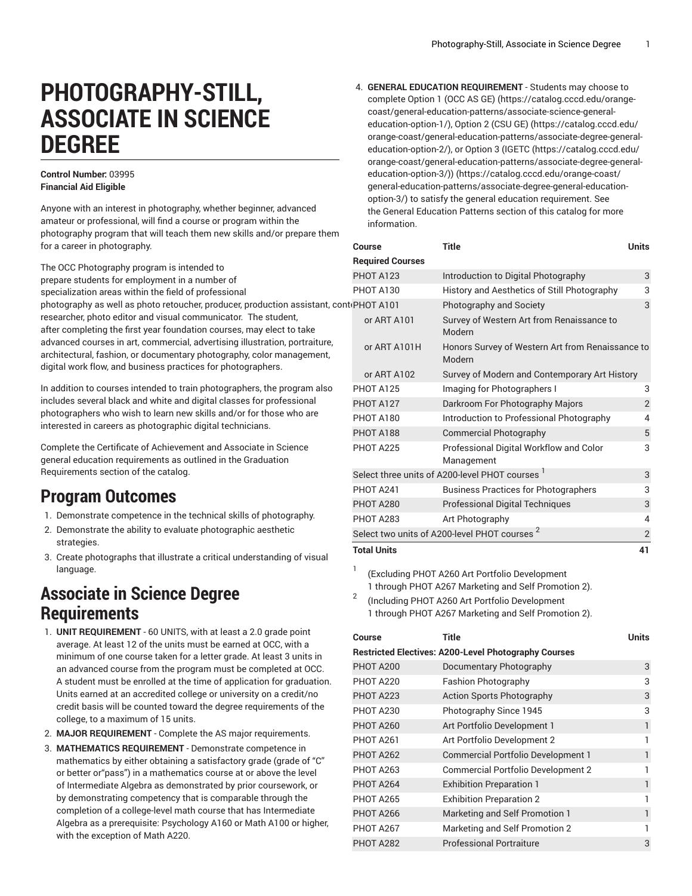# PHOTOGRAPHY-STILL, ASSOCIATE IN SCIENCE DEGREE

**Control Number:** 03995
**Financial Aid Eligible**

Anyone with an interest in photography, whether beginner, advanced amateur or professional, will find a course or program within the photography program that will teach them new skills and/or prepare them for a career in photography.

The OCC Photography program is intended to prepare students for employment in a number of specialization areas within the field of professional photography as well as photo retoucher, producer, production assistant, content researcher, photo editor and visual communicator. The student, after completing the first year foundation courses, may elect to take advanced courses in art, commercial, advertising illustration, portraiture, architectural, fashion, or documentary photography, color management, digital work flow, and business practices for photographers.

In addition to courses intended to train photographers, the program also includes several black and white and digital classes for professional photographers who wish to learn new skills and/or for those who are interested in careers as photographic digital technicians.

Complete the Certificate of Achievement and Associate in Science general education requirements as outlined in the Graduation Requirements section of the catalog.

## Program Outcomes

1. Demonstrate competence in the technical skills of photography.
2. Demonstrate the ability to evaluate photographic aesthetic strategies.
3. Create photographs that illustrate a critical understanding of visual language.

## Associate in Science Degree Requirements

1. **UNIT REQUIREMENT** - 60 UNITS, with at least a 2.0 grade point average. At least 12 of the units must be earned at OCC, with a minimum of one course taken for a letter grade. At least 3 units in an advanced course from the program must be completed at OCC. A student must be enrolled at the time of application for graduation. Units earned at an accredited college or university on a credit/no credit basis will be counted toward the degree requirements of the college, to a maximum of 15 units.
2. **MAJOR REQUIREMENT** - Complete the AS major requirements.
3. **MATHEMATICS REQUIREMENT** - Demonstrate competence in mathematics by either obtaining a satisfactory grade (grade of "C" or better or"pass") in a mathematics course at or above the level of Intermediate Algebra as demonstrated by prior coursework, or by demonstrating competency that is comparable through the completion of a college-level math course that has Intermediate Algebra as a prerequisite: Psychology A160 or Math A100 or higher, with the exception of Math A220.
4. **GENERAL EDUCATION REQUIREMENT** - Students may choose to complete Option 1 (OCC AS GE) (https://catalog.cccd.edu/orange-coast/general-education-patterns/associate-science-general-education-option-1/), Option 2 (CSU GE) (https://catalog.cccd.edu/orange-coast/general-education-patterns/associate-degree-general-education-option-2/), or Option 3 (IGETC (https://catalog.cccd.edu/orange-coast/general-education-patterns/associate-degree-general-education-option-3/)) (https://catalog.cccd.edu/orange-coast/general-education-patterns/associate-degree-general-education-option-3/) to satisfy the general education requirement. See the General Education Patterns section of this catalog for more information.

| Course | Title | Units |
|---|---|---|
| **Required Courses** | | |
| PHOT A123 | Introduction to Digital Photography | 3 |
| PHOT A130 | History and Aesthetics of Still Photography | 3 |
| PHOT A101 | Photography and Society | 3 |
| or ART A101 | Survey of Western Art from Renaissance to Modern | |
| or ART A101H | Honors Survey of Western Art from Renaissance to Modern | |
| or ART A102 | Survey of Modern and Contemporary Art History | |
| PHOT A125 | Imaging for Photographers I | 3 |
| PHOT A127 | Darkroom For Photography Majors | 2 |
| PHOT A180 | Introduction to Professional Photography | 4 |
| PHOT A188 | Commercial Photography | 5 |
| PHOT A225 | Professional Digital Workflow and Color Management | 3 |
| Select three units of A200-level PHOT courses [1] | | 3 |
| PHOT A241 | Business Practices for Photographers | 3 |
| PHOT A280 | Professional Digital Techniques | 3 |
| PHOT A283 | Art Photography | 4 |
| Select two units of A200-level PHOT courses [2] | | 2 |
| **Total Units** | | **41** |

[1] (Excluding PHOT A260 Art Portfolio Development 1 through PHOT A267 Marketing and Self Promotion 2).

[2] (Including PHOT A260 Art Portfolio Development 1 through PHOT A267 Marketing and Self Promotion 2).

| Course | Title | Units |
|---|---|---|
| **Restricted Electives: A200-Level Photography Courses** | | |
| PHOT A200 | Documentary Photography | 3 |
| PHOT A220 | Fashion Photography | 3 |
| PHOT A223 | Action Sports Photography | 3 |
| PHOT A230 | Photography Since 1945 | 3 |
| PHOT A260 | Art Portfolio Development 1 | 1 |
| PHOT A261 | Art Portfolio Development 2 | 1 |
| PHOT A262 | Commercial Portfolio Development 1 | 1 |
| PHOT A263 | Commercial Portfolio Development 2 | 1 |
| PHOT A264 | Exhibition Preparation 1 | 1 |
| PHOT A265 | Exhibition Preparation 2 | 1 |
| PHOT A266 | Marketing and Self Promotion 1 | 1 |
| PHOT A267 | Marketing and Self Promotion 2 | 1 |
| PHOT A282 | Professional Portraiture | 3 |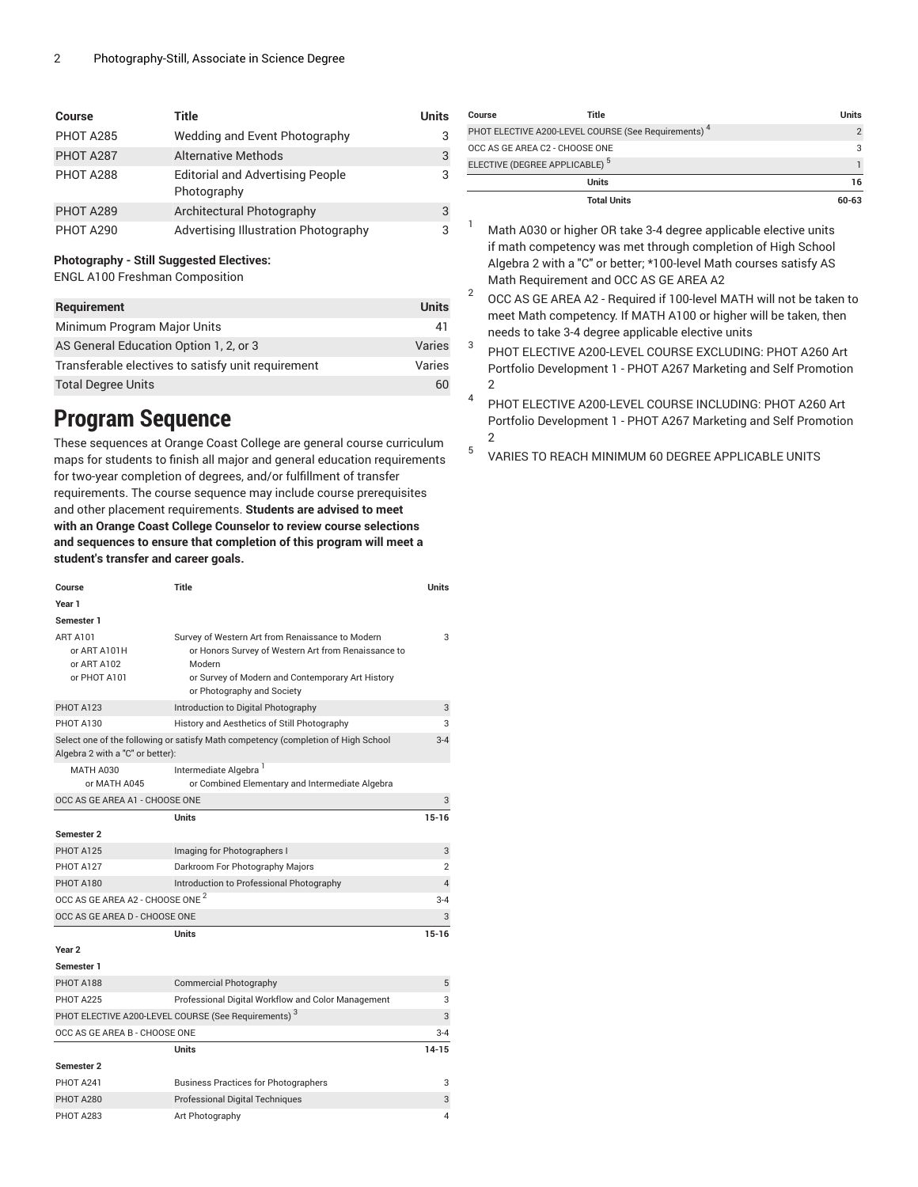| Course | Title | Units |
|---|---|---|
| PHOT A285 | Wedding and Event Photography | 3 |
| PHOT A287 | Alternative Methods | 3 |
| PHOT A288 | Editorial and Advertising People Photography | 3 |
| PHOT A289 | Architectural Photography | 3 |
| PHOT A290 | Advertising Illustration Photography | 3 |

**Photography - Still Suggested Electives:**
ENGL A100 Freshman Composition

| Requirement | Units |
|---|---|
| Minimum Program Major Units | 41 |
| AS General Education Option 1, 2, or 3 | Varies |
| Transferable electives to satisfy unit requirement | Varies |
| Total Degree Units | 60 |

# Program Sequence

These sequences at Orange Coast College are general course curriculum maps for students to finish all major and general education requirements for two-year completion of degrees, and/or fulfillment of transfer requirements. The course sequence may include course prerequisites and other placement requirements. **Students are advised to meet with an Orange Coast College Counselor to review course selections and sequences to ensure that completion of this program will meet a student's transfer and career goals.**

| Course | Title | Units |
|---|---|---|
| **Year 1** | | |
| **Semester 1** | | |
| ART A101<br>or ART A101H<br>or ART A102<br>or PHOT A101 | Survey of Western Art from Renaissance to Modern<br>or Honors Survey of Western Art from Renaissance to Modern<br>or Survey of Modern and Contemporary Art History<br>or Photography and Society | 3 |
| PHOT A123 | Introduction to Digital Photography | 3 |
| PHOT A130 | History and Aesthetics of Still Photography | 3 |
| Select one of the following or satisfy Math competency (completion of High School Algebra 2 with a "C" or better): | | 3-4 |
| MATH A030<br>or MATH A045 | Intermediate Algebra [1]<br>or Combined Elementary and Intermediate Algebra | |
| OCC AS GE AREA A1 - CHOOSE ONE | | 3 |
| | **Units** | **15-16** |
| **Semester 2** | | |
| PHOT A125 | Imaging for Photographers I | 3 |
| PHOT A127 | Darkroom For Photography Majors | 2 |
| PHOT A180 | Introduction to Professional Photography | 4 |
| OCC AS GE AREA A2 - CHOOSE ONE [2] | | 3-4 |
| OCC AS GE AREA D - CHOOSE ONE | | 3 |
| | **Units** | **15-16** |
| **Year 2** | | |
| **Semester 1** | | |
| PHOT A188 | Commercial Photography | 5 |
| PHOT A225 | Professional Digital Workflow and Color Management | 3 |
| PHOT ELECTIVE A200-LEVEL COURSE (See Requirements) [3] | | 3 |
| OCC AS GE AREA B - CHOOSE ONE | | 3-4 |
| | **Units** | **14-15** |
| **Semester 2** | | |
| PHOT A241 | Business Practices for Photographers | 3 |
| PHOT A280 | Professional Digital Techniques | 3 |
| PHOT A283 | Art Photography | 4 |
| PHOT ELECTIVE A200-LEVEL COURSE (See Requirements) [4] | | 2 |
| OCC AS GE AREA C2 - CHOOSE ONE | | 3 |
| ELECTIVE (DEGREE APPLICABLE) [5] | | 1 |
| | **Units** | **16** |
| | **Total Units** | **60-63** |

1. Math A030 or higher OR take 3-4 degree applicable elective units if math competency was met through completion of High School Algebra 2 with a "C" or better; *100-level Math courses satisfy AS Math Requirement and OCC AS GE AREA A2
2. OCC AS GE AREA A2 - Required if 100-level MATH will not be taken to meet Math competency. If MATH A100 or higher will be taken, then needs to take 3-4 degree applicable elective units
3. PHOT ELECTIVE A200-LEVEL COURSE EXCLUDING: PHOT A260 Art Portfolio Development 1 - PHOT A267 Marketing and Self Promotion 2
4. PHOT ELECTIVE A200-LEVEL COURSE INCLUDING: PHOT A260 Art Portfolio Development 1 - PHOT A267 Marketing and Self Promotion 2
5. VARIES TO REACH MINIMUM 60 DEGREE APPLICABLE UNITS